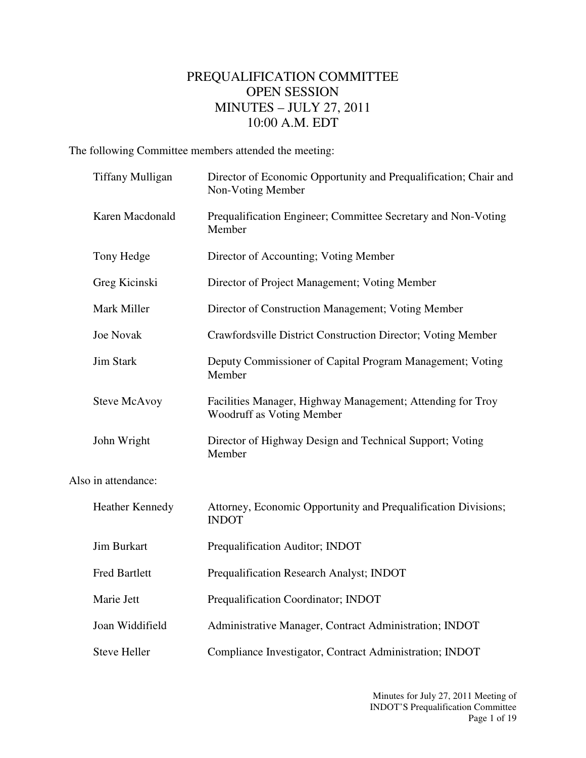# PREQUALIFICATION COMMITTEE
# OPEN SESSION
# MINUTES – JULY 27, 2011
# 10:00 A.M. EDT

The following Committee members attended the meeting:

| | |
|---|---|
| Tiffany Mulligan | Director of Economic Opportunity and Prequalification; Chair and Non-Voting Member |
| Karen Macdonald | Prequalification Engineer; Committee Secretary and Non-Voting Member |
| Tony Hedge | Director of Accounting; Voting Member |
| Greg Kicinski | Director of Project Management; Voting Member |
| Mark Miller | Director of Construction Management; Voting Member |
| Joe Novak | Crawfordsville District Construction Director; Voting Member |
| Jim Stark | Deputy Commissioner of Capital Program Management; Voting Member |
| Steve McAvoy | Facilities Manager, Highway Management; Attending for Troy Woodruff as Voting Member |
| John Wright | Director of Highway Design and Technical Support; Voting Member |

Also in attendance:

| | |
|---|---|
| Heather Kennedy | Attorney, Economic Opportunity and Prequalification Divisions; INDOT |
| Jim Burkart | Prequalification Auditor; INDOT |
| Fred Bartlett | Prequalification Research Analyst; INDOT |
| Marie Jett | Prequalification Coordinator; INDOT |
| Joan Widdifield | Administrative Manager, Contract Administration; INDOT |
| Steve Heller | Compliance Investigator, Contract Administration; INDOT |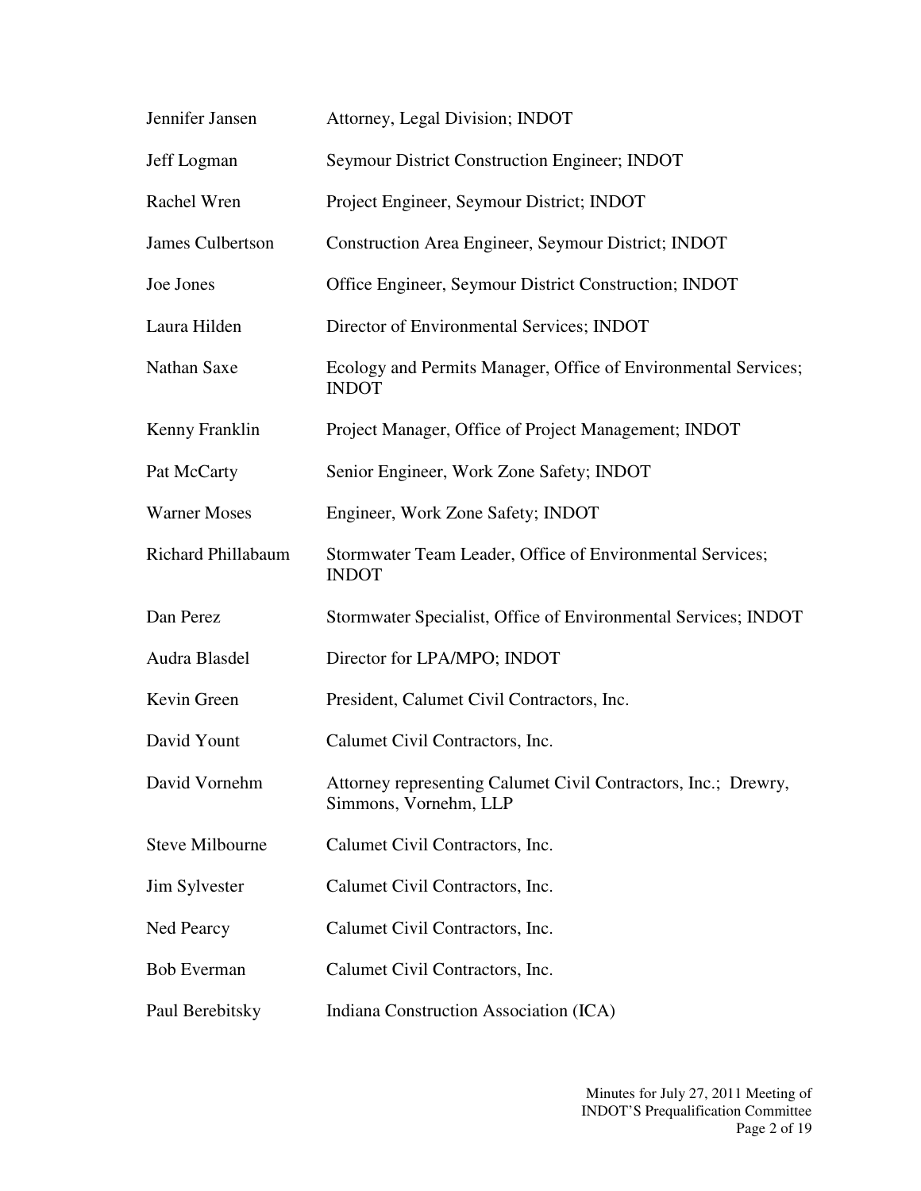| | |
|---|---|
| Jennifer Jansen | Attorney, Legal Division; INDOT |
| Jeff Logman | Seymour District Construction Engineer; INDOT |
| Rachel Wren | Project Engineer, Seymour District; INDOT |
| James Culbertson | Construction Area Engineer, Seymour District; INDOT |
| Joe Jones | Office Engineer, Seymour District Construction; INDOT |
| Laura Hilden | Director of Environmental Services; INDOT |
| Nathan Saxe | Ecology and Permits Manager, Office of Environmental Services; INDOT |
| Kenny Franklin | Project Manager, Office of Project Management; INDOT |
| Pat McCarty | Senior Engineer, Work Zone Safety; INDOT |
| Warner Moses | Engineer, Work Zone Safety; INDOT |
| Richard Phillabaum | Stormwater Team Leader, Office of Environmental Services; INDOT |
| Dan Perez | Stormwater Specialist, Office of Environmental Services; INDOT |
| Audra Blasdel | Director for LPA/MPO; INDOT |
| Kevin Green | President, Calumet Civil Contractors, Inc. |
| David Yount | Calumet Civil Contractors, Inc. |
| David Vornehm | Attorney representing Calumet Civil Contractors, Inc.; Drewry, Simmons, Vornehm, LLP |
| Steve Milbourne | Calumet Civil Contractors, Inc. |
| Jim Sylvester | Calumet Civil Contractors, Inc. |
| Ned Pearcy | Calumet Civil Contractors, Inc. |
| Bob Everman | Calumet Civil Contractors, Inc. |
| Paul Berebitsky | Indiana Construction Association (ICA) |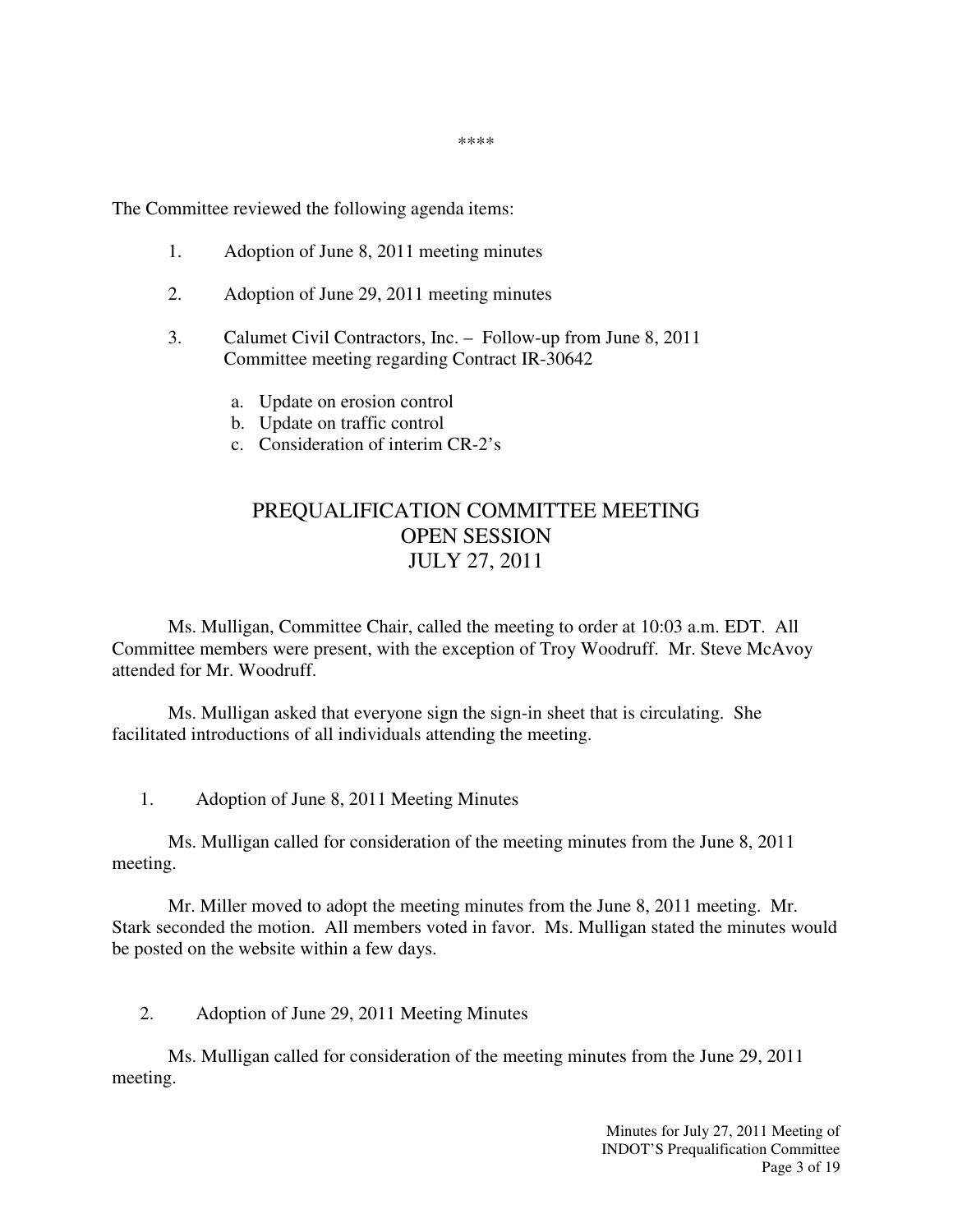\*\*\*\*

The Committee reviewed the following agenda items:

1. Adoption of June 8, 2011 meeting minutes

2. Adoption of June 29, 2011 meeting minutes

3. Calumet Civil Contractors, Inc. – Follow-up from June 8, 2011 Committee meeting regarding Contract IR-30642

   a. Update on erosion control
   b. Update on traffic control
   c. Consideration of interim CR-2's

# PREQUALIFICATION COMMITTEE MEETING
# OPEN SESSION
# JULY 27, 2011

Ms. Mulligan, Committee Chair, called the meeting to order at 10:03 a.m. EDT. All Committee members were present, with the exception of Troy Woodruff. Mr. Steve McAvoy attended for Mr. Woodruff.

Ms. Mulligan asked that everyone sign the sign-in sheet that is circulating. She facilitated introductions of all individuals attending the meeting.

1. Adoption of June 8, 2011 Meeting Minutes

Ms. Mulligan called for consideration of the meeting minutes from the June 8, 2011 meeting.

Mr. Miller moved to adopt the meeting minutes from the June 8, 2011 meeting. Mr. Stark seconded the motion. All members voted in favor. Ms. Mulligan stated the minutes would be posted on the website within a few days.

2. Adoption of June 29, 2011 Meeting Minutes

Ms. Mulligan called for consideration of the meeting minutes from the June 29, 2011 meeting.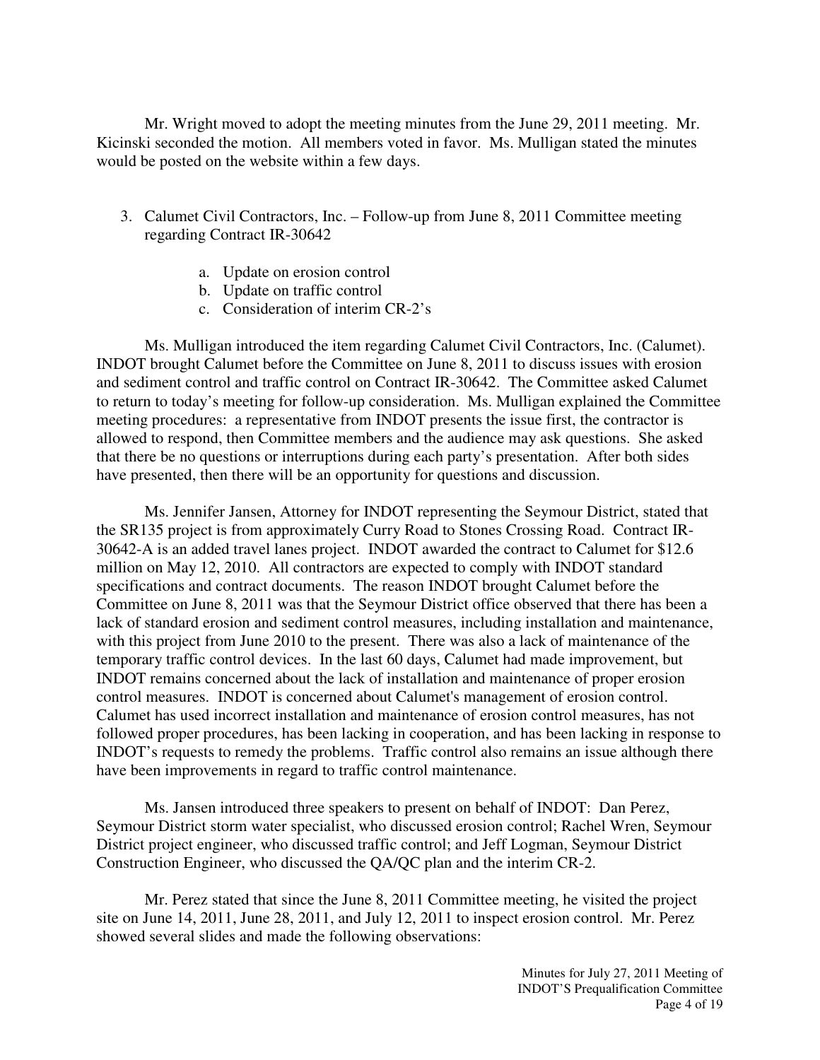Mr. Wright moved to adopt the meeting minutes from the June 29, 2011 meeting. Mr. Kicinski seconded the motion. All members voted in favor. Ms. Mulligan stated the minutes would be posted on the website within a few days.

3. Calumet Civil Contractors, Inc. – Follow-up from June 8, 2011 Committee meeting regarding Contract IR-30642

    a. Update on erosion control
    b. Update on traffic control
    c. Consideration of interim CR-2's

Ms. Mulligan introduced the item regarding Calumet Civil Contractors, Inc. (Calumet). INDOT brought Calumet before the Committee on June 8, 2011 to discuss issues with erosion and sediment control and traffic control on Contract IR-30642. The Committee asked Calumet to return to today's meeting for follow-up consideration. Ms. Mulligan explained the Committee meeting procedures: a representative from INDOT presents the issue first, the contractor is allowed to respond, then Committee members and the audience may ask questions. She asked that there be no questions or interruptions during each party's presentation. After both sides have presented, then there will be an opportunity for questions and discussion.

Ms. Jennifer Jansen, Attorney for INDOT representing the Seymour District, stated that the SR135 project is from approximately Curry Road to Stones Crossing Road. Contract IR-30642-A is an added travel lanes project. INDOT awarded the contract to Calumet for $12.6 million on May 12, 2010. All contractors are expected to comply with INDOT standard specifications and contract documents. The reason INDOT brought Calumet before the Committee on June 8, 2011 was that the Seymour District office observed that there has been a lack of standard erosion and sediment control measures, including installation and maintenance, with this project from June 2010 to the present. There was also a lack of maintenance of the temporary traffic control devices. In the last 60 days, Calumet had made improvement, but INDOT remains concerned about the lack of installation and maintenance of proper erosion control measures. INDOT is concerned about Calumet's management of erosion control. Calumet has used incorrect installation and maintenance of erosion control measures, has not followed proper procedures, has been lacking in cooperation, and has been lacking in response to INDOT's requests to remedy the problems. Traffic control also remains an issue although there have been improvements in regard to traffic control maintenance.

Ms. Jansen introduced three speakers to present on behalf of INDOT: Dan Perez, Seymour District storm water specialist, who discussed erosion control; Rachel Wren, Seymour District project engineer, who discussed traffic control; and Jeff Logman, Seymour District Construction Engineer, who discussed the QA/QC plan and the interim CR-2.

Mr. Perez stated that since the June 8, 2011 Committee meeting, he visited the project site on June 14, 2011, June 28, 2011, and July 12, 2011 to inspect erosion control. Mr. Perez showed several slides and made the following observations: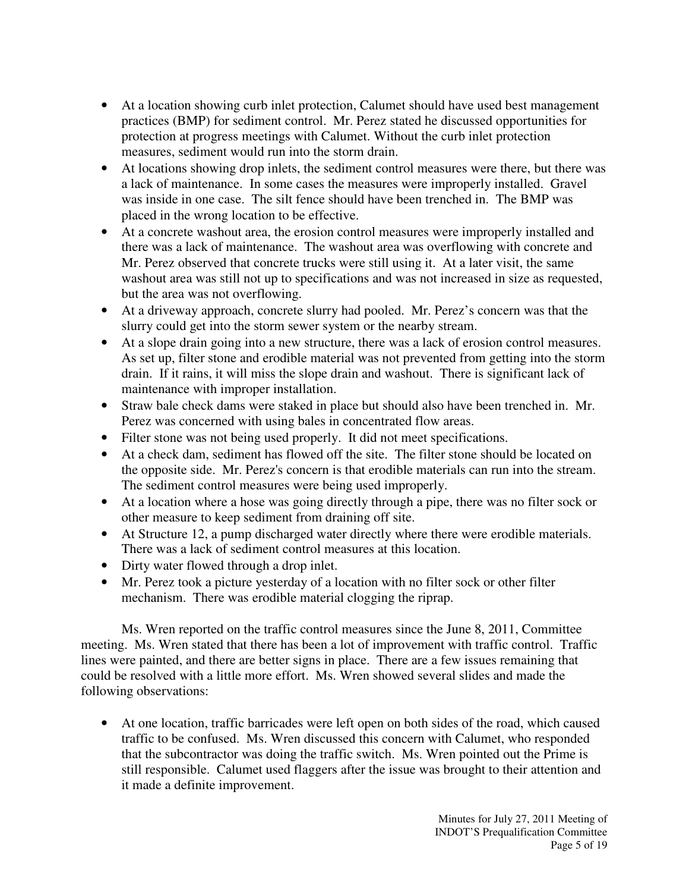- At a location showing curb inlet protection, Calumet should have used best management practices (BMP) for sediment control. Mr. Perez stated he discussed opportunities for protection at progress meetings with Calumet. Without the curb inlet protection measures, sediment would run into the storm drain.
- At locations showing drop inlets, the sediment control measures were there, but there was a lack of maintenance. In some cases the measures were improperly installed. Gravel was inside in one case. The silt fence should have been trenched in. The BMP was placed in the wrong location to be effective.
- At a concrete washout area, the erosion control measures were improperly installed and there was a lack of maintenance. The washout area was overflowing with concrete and Mr. Perez observed that concrete trucks were still using it. At a later visit, the same washout area was still not up to specifications and was not increased in size as requested, but the area was not overflowing.
- At a driveway approach, concrete slurry had pooled. Mr. Perez's concern was that the slurry could get into the storm sewer system or the nearby stream.
- At a slope drain going into a new structure, there was a lack of erosion control measures. As set up, filter stone and erodible material was not prevented from getting into the storm drain. If it rains, it will miss the slope drain and washout. There is significant lack of maintenance with improper installation.
- Straw bale check dams were staked in place but should also have been trenched in. Mr. Perez was concerned with using bales in concentrated flow areas.
- Filter stone was not being used properly. It did not meet specifications.
- At a check dam, sediment has flowed off the site. The filter stone should be located on the opposite side. Mr. Perez's concern is that erodible materials can run into the stream. The sediment control measures were being used improperly.
- At a location where a hose was going directly through a pipe, there was no filter sock or other measure to keep sediment from draining off site.
- At Structure 12, a pump discharged water directly where there were erodible materials. There was a lack of sediment control measures at this location.
- Dirty water flowed through a drop inlet.
- Mr. Perez took a picture yesterday of a location with no filter sock or other filter mechanism. There was erodible material clogging the riprap.

Ms. Wren reported on the traffic control measures since the June 8, 2011, Committee meeting. Ms. Wren stated that there has been a lot of improvement with traffic control. Traffic lines were painted, and there are better signs in place. There are a few issues remaining that could be resolved with a little more effort. Ms. Wren showed several slides and made the following observations:

- At one location, traffic barricades were left open on both sides of the road, which caused traffic to be confused. Ms. Wren discussed this concern with Calumet, who responded that the subcontractor was doing the traffic switch. Ms. Wren pointed out the Prime is still responsible. Calumet used flaggers after the issue was brought to their attention and it made a definite improvement.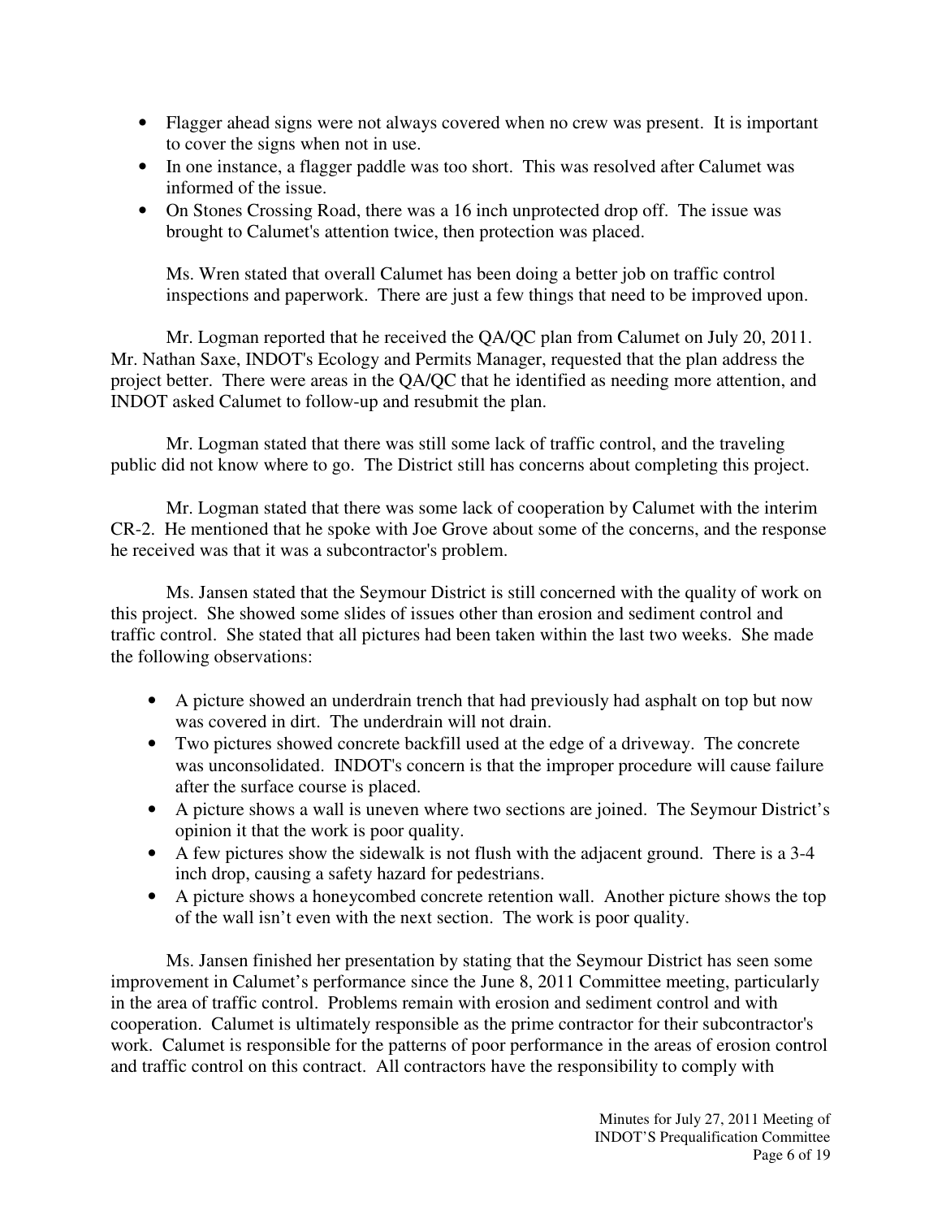- Flagger ahead signs were not always covered when no crew was present. It is important to cover the signs when not in use.
- In one instance, a flagger paddle was too short. This was resolved after Calumet was informed of the issue.
- On Stones Crossing Road, there was a 16 inch unprotected drop off. The issue was brought to Calumet's attention twice, then protection was placed.

  Ms. Wren stated that overall Calumet has been doing a better job on traffic control inspections and paperwork. There are just a few things that need to be improved upon.

Mr. Logman reported that he received the QA/QC plan from Calumet on July 20, 2011. Mr. Nathan Saxe, INDOT's Ecology and Permits Manager, requested that the plan address the project better. There were areas in the QA/QC that he identified as needing more attention, and INDOT asked Calumet to follow-up and resubmit the plan.

Mr. Logman stated that there was still some lack of traffic control, and the traveling public did not know where to go. The District still has concerns about completing this project.

Mr. Logman stated that there was some lack of cooperation by Calumet with the interim CR-2. He mentioned that he spoke with Joe Grove about some of the concerns, and the response he received was that it was a subcontractor's problem.

Ms. Jansen stated that the Seymour District is still concerned with the quality of work on this project. She showed some slides of issues other than erosion and sediment control and traffic control. She stated that all pictures had been taken within the last two weeks. She made the following observations:

- A picture showed an underdrain trench that had previously had asphalt on top but now was covered in dirt. The underdrain will not drain.
- Two pictures showed concrete backfill used at the edge of a driveway. The concrete was unconsolidated. INDOT's concern is that the improper procedure will cause failure after the surface course is placed.
- A picture shows a wall is uneven where two sections are joined. The Seymour District's opinion it that the work is poor quality.
- A few pictures show the sidewalk is not flush with the adjacent ground. There is a 3-4 inch drop, causing a safety hazard for pedestrians.
- A picture shows a honeycombed concrete retention wall. Another picture shows the top of the wall isn't even with the next section. The work is poor quality.

Ms. Jansen finished her presentation by stating that the Seymour District has seen some improvement in Calumet's performance since the June 8, 2011 Committee meeting, particularly in the area of traffic control. Problems remain with erosion and sediment control and with cooperation. Calumet is ultimately responsible as the prime contractor for their subcontractor's work. Calumet is responsible for the patterns of poor performance in the areas of erosion control and traffic control on this contract. All contractors have the responsibility to comply with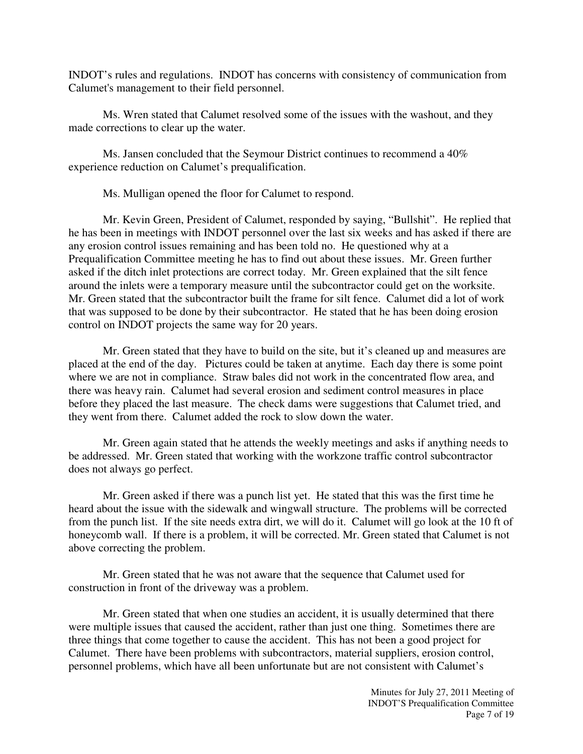INDOT's rules and regulations. INDOT has concerns with consistency of communication from Calumet's management to their field personnel.

Ms. Wren stated that Calumet resolved some of the issues with the washout, and they made corrections to clear up the water.

Ms. Jansen concluded that the Seymour District continues to recommend a 40% experience reduction on Calumet's prequalification.

Ms. Mulligan opened the floor for Calumet to respond.

Mr. Kevin Green, President of Calumet, responded by saying, "Bullshit". He replied that he has been in meetings with INDOT personnel over the last six weeks and has asked if there are any erosion control issues remaining and has been told no. He questioned why at a Prequalification Committee meeting he has to find out about these issues. Mr. Green further asked if the ditch inlet protections are correct today. Mr. Green explained that the silt fence around the inlets were a temporary measure until the subcontractor could get on the worksite. Mr. Green stated that the subcontractor built the frame for silt fence. Calumet did a lot of work that was supposed to be done by their subcontractor. He stated that he has been doing erosion control on INDOT projects the same way for 20 years.

Mr. Green stated that they have to build on the site, but it's cleaned up and measures are placed at the end of the day. Pictures could be taken at anytime. Each day there is some point where we are not in compliance. Straw bales did not work in the concentrated flow area, and there was heavy rain. Calumet had several erosion and sediment control measures in place before they placed the last measure. The check dams were suggestions that Calumet tried, and they went from there. Calumet added the rock to slow down the water.

Mr. Green again stated that he attends the weekly meetings and asks if anything needs to be addressed. Mr. Green stated that working with the workzone traffic control subcontractor does not always go perfect.

Mr. Green asked if there was a punch list yet. He stated that this was the first time he heard about the issue with the sidewalk and wingwall structure. The problems will be corrected from the punch list. If the site needs extra dirt, we will do it. Calumet will go look at the 10 ft of honeycomb wall. If there is a problem, it will be corrected. Mr. Green stated that Calumet is not above correcting the problem.

Mr. Green stated that he was not aware that the sequence that Calumet used for construction in front of the driveway was a problem.

Mr. Green stated that when one studies an accident, it is usually determined that there were multiple issues that caused the accident, rather than just one thing. Sometimes there are three things that come together to cause the accident. This has not been a good project for Calumet. There have been problems with subcontractors, material suppliers, erosion control, personnel problems, which have all been unfortunate but are not consistent with Calumet's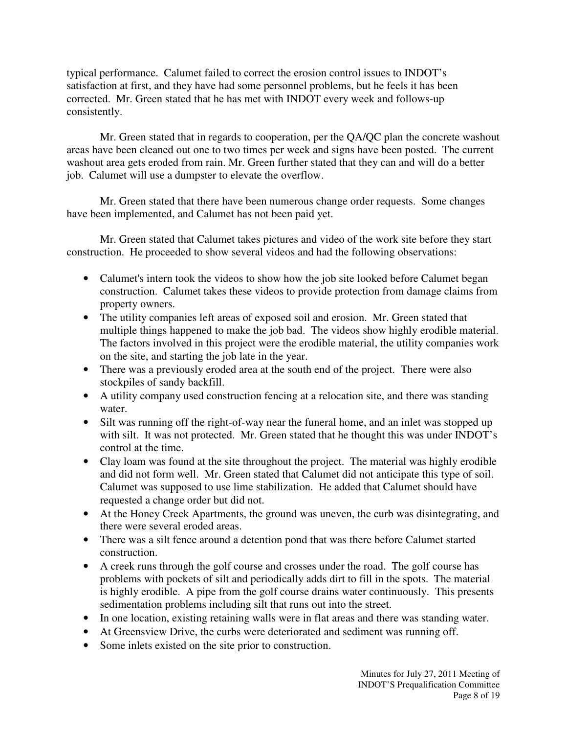typical performance. Calumet failed to correct the erosion control issues to INDOT's satisfaction at first, and they have had some personnel problems, but he feels it has been corrected. Mr. Green stated that he has met with INDOT every week and follows-up consistently.

Mr. Green stated that in regards to cooperation, per the QA/QC plan the concrete washout areas have been cleaned out one to two times per week and signs have been posted. The current washout area gets eroded from rain. Mr. Green further stated that they can and will do a better job. Calumet will use a dumpster to elevate the overflow.

Mr. Green stated that there have been numerous change order requests. Some changes have been implemented, and Calumet has not been paid yet.

Mr. Green stated that Calumet takes pictures and video of the work site before they start construction. He proceeded to show several videos and had the following observations:

- Calumet's intern took the videos to show how the job site looked before Calumet began construction. Calumet takes these videos to provide protection from damage claims from property owners.
- The utility companies left areas of exposed soil and erosion. Mr. Green stated that multiple things happened to make the job bad. The videos show highly erodible material. The factors involved in this project were the erodible material, the utility companies work on the site, and starting the job late in the year.
- There was a previously eroded area at the south end of the project. There were also stockpiles of sandy backfill.
- A utility company used construction fencing at a relocation site, and there was standing water.
- Silt was running off the right-of-way near the funeral home, and an inlet was stopped up with silt. It was not protected. Mr. Green stated that he thought this was under INDOT's control at the time.
- Clay loam was found at the site throughout the project. The material was highly erodible and did not form well. Mr. Green stated that Calumet did not anticipate this type of soil. Calumet was supposed to use lime stabilization. He added that Calumet should have requested a change order but did not.
- At the Honey Creek Apartments, the ground was uneven, the curb was disintegrating, and there were several eroded areas.
- There was a silt fence around a detention pond that was there before Calumet started construction.
- A creek runs through the golf course and crosses under the road. The golf course has problems with pockets of silt and periodically adds dirt to fill in the spots. The material is highly erodible. A pipe from the golf course drains water continuously. This presents sedimentation problems including silt that runs out into the street.
- In one location, existing retaining walls were in flat areas and there was standing water.
- At Greensview Drive, the curbs were deteriorated and sediment was running off.
- Some inlets existed on the site prior to construction.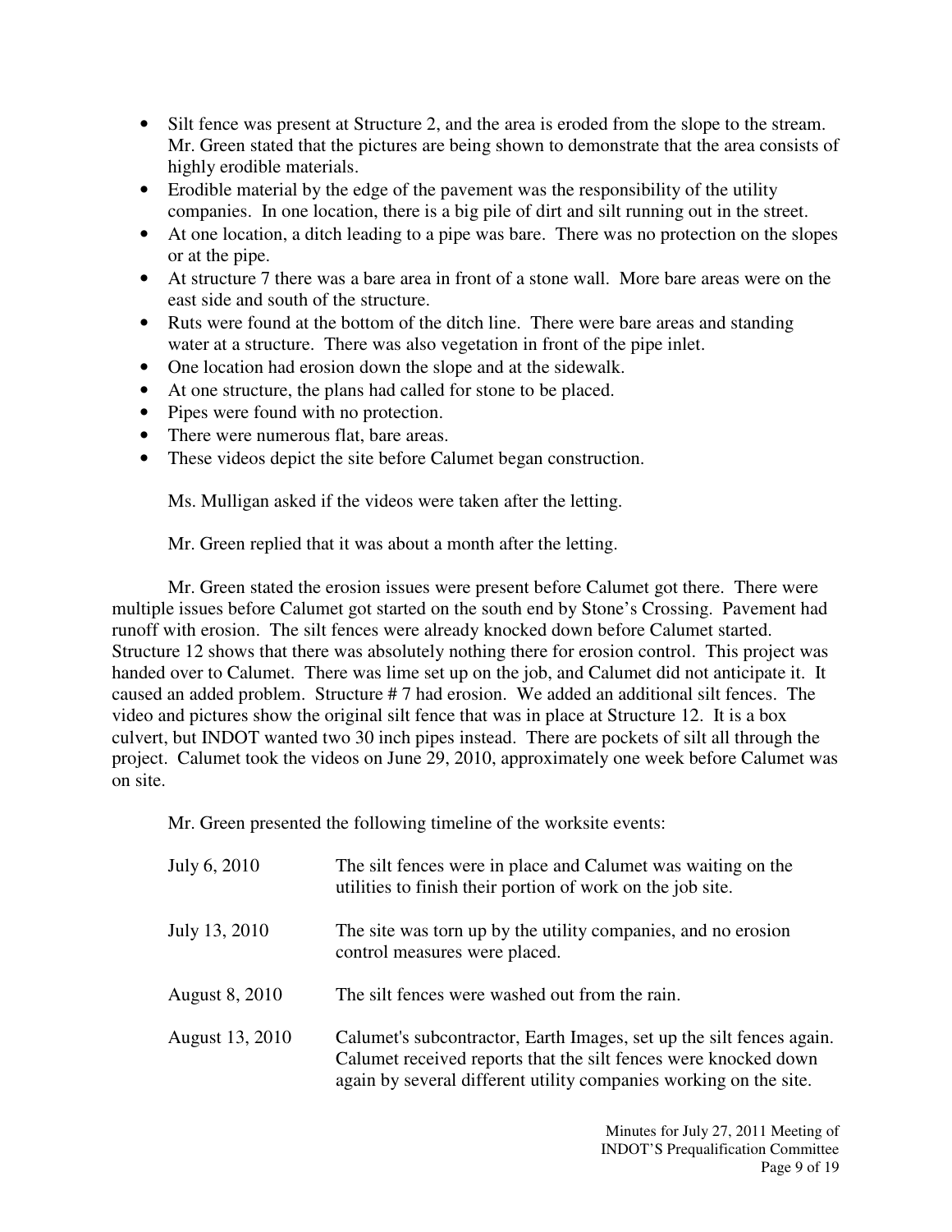- Silt fence was present at Structure 2, and the area is eroded from the slope to the stream. Mr. Green stated that the pictures are being shown to demonstrate that the area consists of highly erodible materials.
- Erodible material by the edge of the pavement was the responsibility of the utility companies. In one location, there is a big pile of dirt and silt running out in the street.
- At one location, a ditch leading to a pipe was bare. There was no protection on the slopes or at the pipe.
- At structure 7 there was a bare area in front of a stone wall. More bare areas were on the east side and south of the structure.
- Ruts were found at the bottom of the ditch line. There were bare areas and standing water at a structure. There was also vegetation in front of the pipe inlet.
- One location had erosion down the slope and at the sidewalk.
- At one structure, the plans had called for stone to be placed.
- Pipes were found with no protection.
- There were numerous flat, bare areas.
- These videos depict the site before Calumet began construction.

Ms. Mulligan asked if the videos were taken after the letting.

Mr. Green replied that it was about a month after the letting.

Mr. Green stated the erosion issues were present before Calumet got there. There were multiple issues before Calumet got started on the south end by Stone's Crossing. Pavement had runoff with erosion. The silt fences were already knocked down before Calumet started. Structure 12 shows that there was absolutely nothing there for erosion control. This project was handed over to Calumet. There was lime set up on the job, and Calumet did not anticipate it. It caused an added problem. Structure # 7 had erosion. We added an additional silt fences. The video and pictures show the original silt fence that was in place at Structure 12. It is a box culvert, but INDOT wanted two 30 inch pipes instead. There are pockets of silt all through the project. Calumet took the videos on June 29, 2010, approximately one week before Calumet was on site.

Mr. Green presented the following timeline of the worksite events:

| | |
|---|---|
| July 6, 2010 | The silt fences were in place and Calumet was waiting on the utilities to finish their portion of work on the job site. |
| July 13, 2010 | The site was torn up by the utility companies, and no erosion control measures were placed. |
| August 8, 2010 | The silt fences were washed out from the rain. |
| August 13, 2010 | Calumet's subcontractor, Earth Images, set up the silt fences again. Calumet received reports that the silt fences were knocked down again by several different utility companies working on the site. |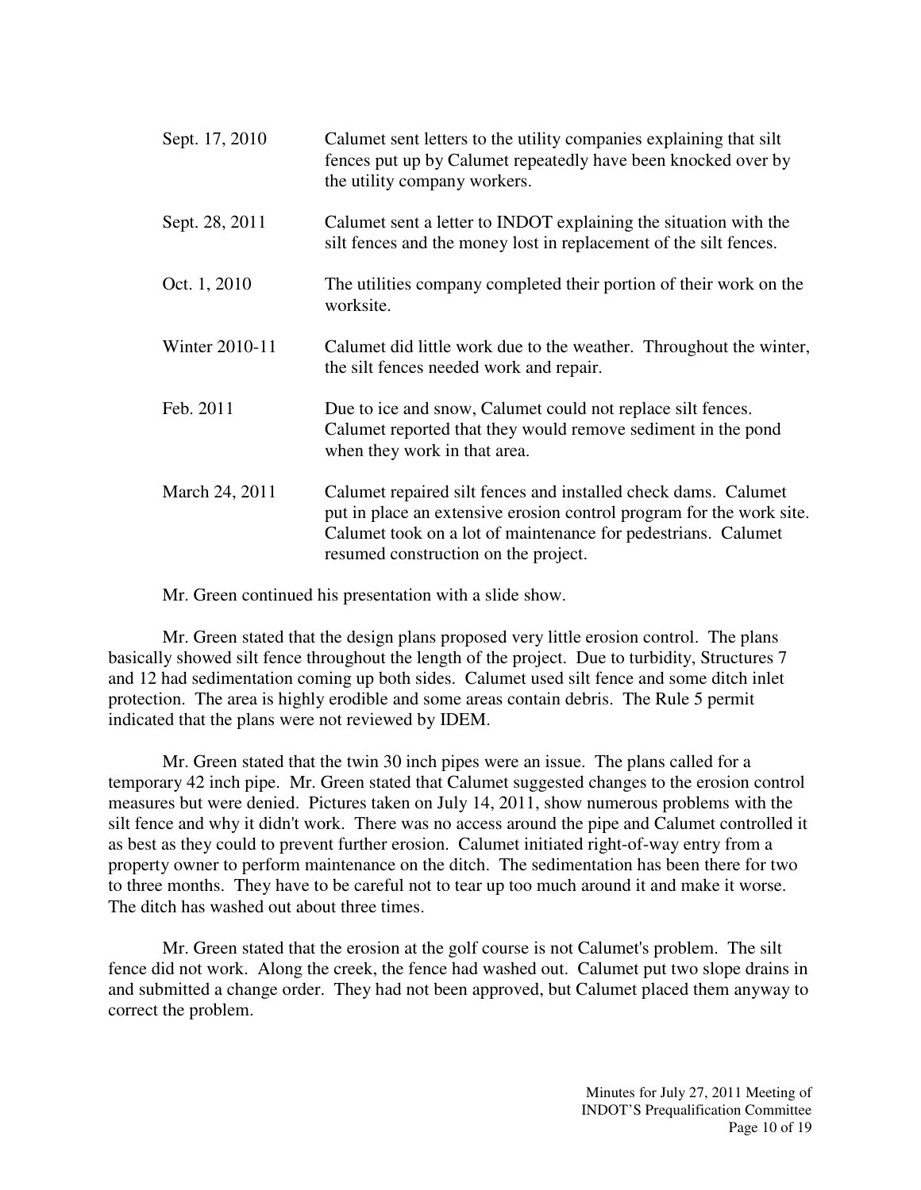| | |
|---|---|
| Sept. 17, 2010 | Calumet sent letters to the utility companies explaining that silt fences put up by Calumet repeatedly have been knocked over by the utility company workers. |
| Sept. 28, 2011 | Calumet sent a letter to INDOT explaining the situation with the silt fences and the money lost in replacement of the silt fences. |
| Oct. 1, 2010 | The utilities company completed their portion of their work on the worksite. |
| Winter 2010-11 | Calumet did little work due to the weather. Throughout the winter, the silt fences needed work and repair. |
| Feb. 2011 | Due to ice and snow, Calumet could not replace silt fences. Calumet reported that they would remove sediment in the pond when they work in that area. |
| March 24, 2011 | Calumet repaired silt fences and installed check dams. Calumet put in place an extensive erosion control program for the work site. Calumet took on a lot of maintenance for pedestrians. Calumet resumed construction on the project. |

Mr. Green continued his presentation with a slide show.

Mr. Green stated that the design plans proposed very little erosion control. The plans basically showed silt fence throughout the length of the project. Due to turbidity, Structures 7 and 12 had sedimentation coming up both sides. Calumet used silt fence and some ditch inlet protection. The area is highly erodible and some areas contain debris. The Rule 5 permit indicated that the plans were not reviewed by IDEM.

Mr. Green stated that the twin 30 inch pipes were an issue. The plans called for a temporary 42 inch pipe. Mr. Green stated that Calumet suggested changes to the erosion control measures but were denied. Pictures taken on July 14, 2011, show numerous problems with the silt fence and why it didn't work. There was no access around the pipe and Calumet controlled it as best as they could to prevent further erosion. Calumet initiated right-of-way entry from a property owner to perform maintenance on the ditch. The sedimentation has been there for two to three months. They have to be careful not to tear up too much around it and make it worse. The ditch has washed out about three times.

Mr. Green stated that the erosion at the golf course is not Calumet's problem. The silt fence did not work. Along the creek, the fence had washed out. Calumet put two slope drains in and submitted a change order. They had not been approved, but Calumet placed them anyway to correct the problem.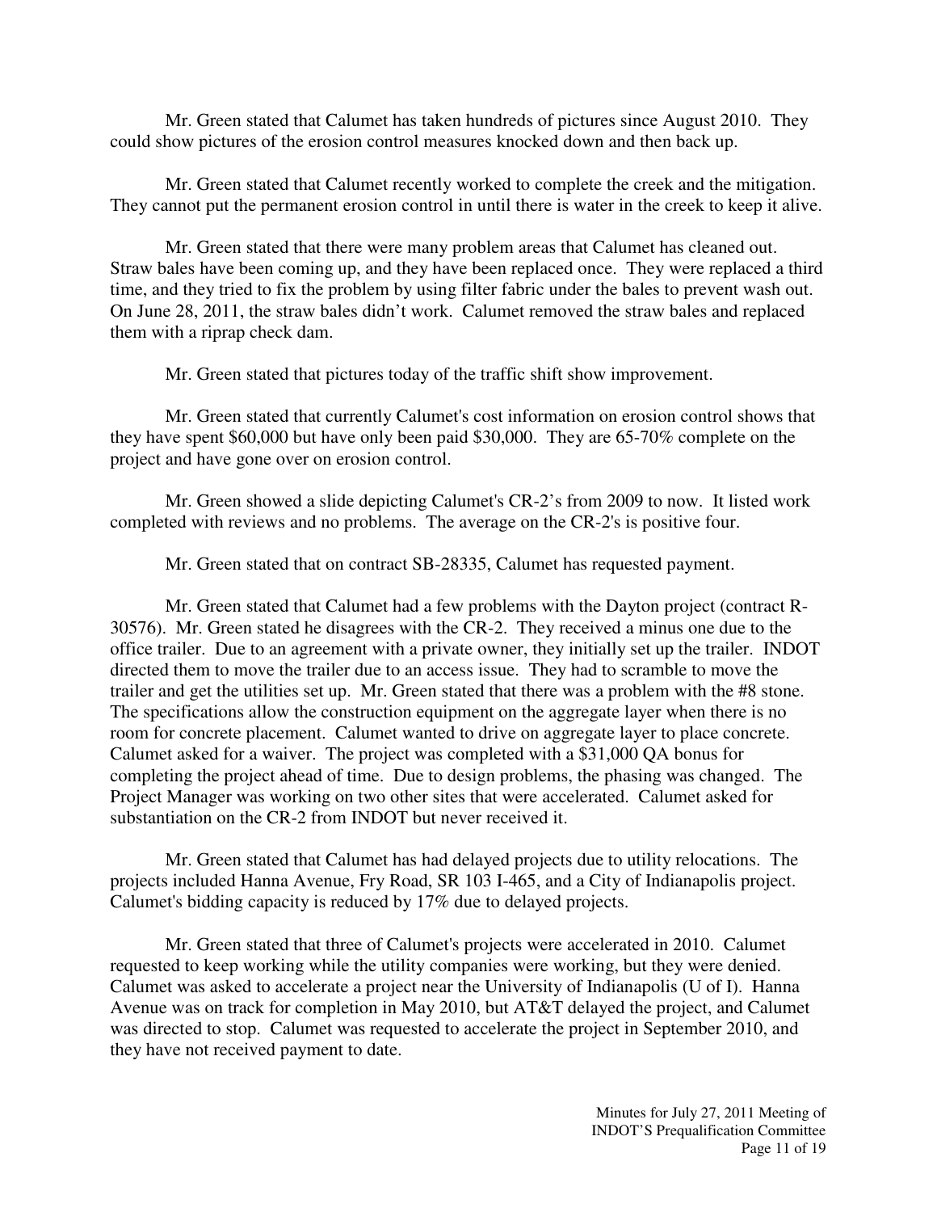Mr. Green stated that Calumet has taken hundreds of pictures since August 2010. They could show pictures of the erosion control measures knocked down and then back up.

Mr. Green stated that Calumet recently worked to complete the creek and the mitigation. They cannot put the permanent erosion control in until there is water in the creek to keep it alive.

Mr. Green stated that there were many problem areas that Calumet has cleaned out. Straw bales have been coming up, and they have been replaced once. They were replaced a third time, and they tried to fix the problem by using filter fabric under the bales to prevent wash out. On June 28, 2011, the straw bales didn't work. Calumet removed the straw bales and replaced them with a riprap check dam.

Mr. Green stated that pictures today of the traffic shift show improvement.

Mr. Green stated that currently Calumet's cost information on erosion control shows that they have spent $60,000 but have only been paid $30,000. They are 65-70% complete on the project and have gone over on erosion control.

Mr. Green showed a slide depicting Calumet's CR-2's from 2009 to now. It listed work completed with reviews and no problems. The average on the CR-2's is positive four.

Mr. Green stated that on contract SB-28335, Calumet has requested payment.

Mr. Green stated that Calumet had a few problems with the Dayton project (contract R-30576). Mr. Green stated he disagrees with the CR-2. They received a minus one due to the office trailer. Due to an agreement with a private owner, they initially set up the trailer. INDOT directed them to move the trailer due to an access issue. They had to scramble to move the trailer and get the utilities set up. Mr. Green stated that there was a problem with the #8 stone. The specifications allow the construction equipment on the aggregate layer when there is no room for concrete placement. Calumet wanted to drive on aggregate layer to place concrete. Calumet asked for a waiver. The project was completed with a $31,000 QA bonus for completing the project ahead of time. Due to design problems, the phasing was changed. The Project Manager was working on two other sites that were accelerated. Calumet asked for substantiation on the CR-2 from INDOT but never received it.

Mr. Green stated that Calumet has had delayed projects due to utility relocations. The projects included Hanna Avenue, Fry Road, SR 103 I-465, and a City of Indianapolis project. Calumet's bidding capacity is reduced by 17% due to delayed projects.

Mr. Green stated that three of Calumet's projects were accelerated in 2010. Calumet requested to keep working while the utility companies were working, but they were denied. Calumet was asked to accelerate a project near the University of Indianapolis (U of I). Hanna Avenue was on track for completion in May 2010, but AT&T delayed the project, and Calumet was directed to stop. Calumet was requested to accelerate the project in September 2010, and they have not received payment to date.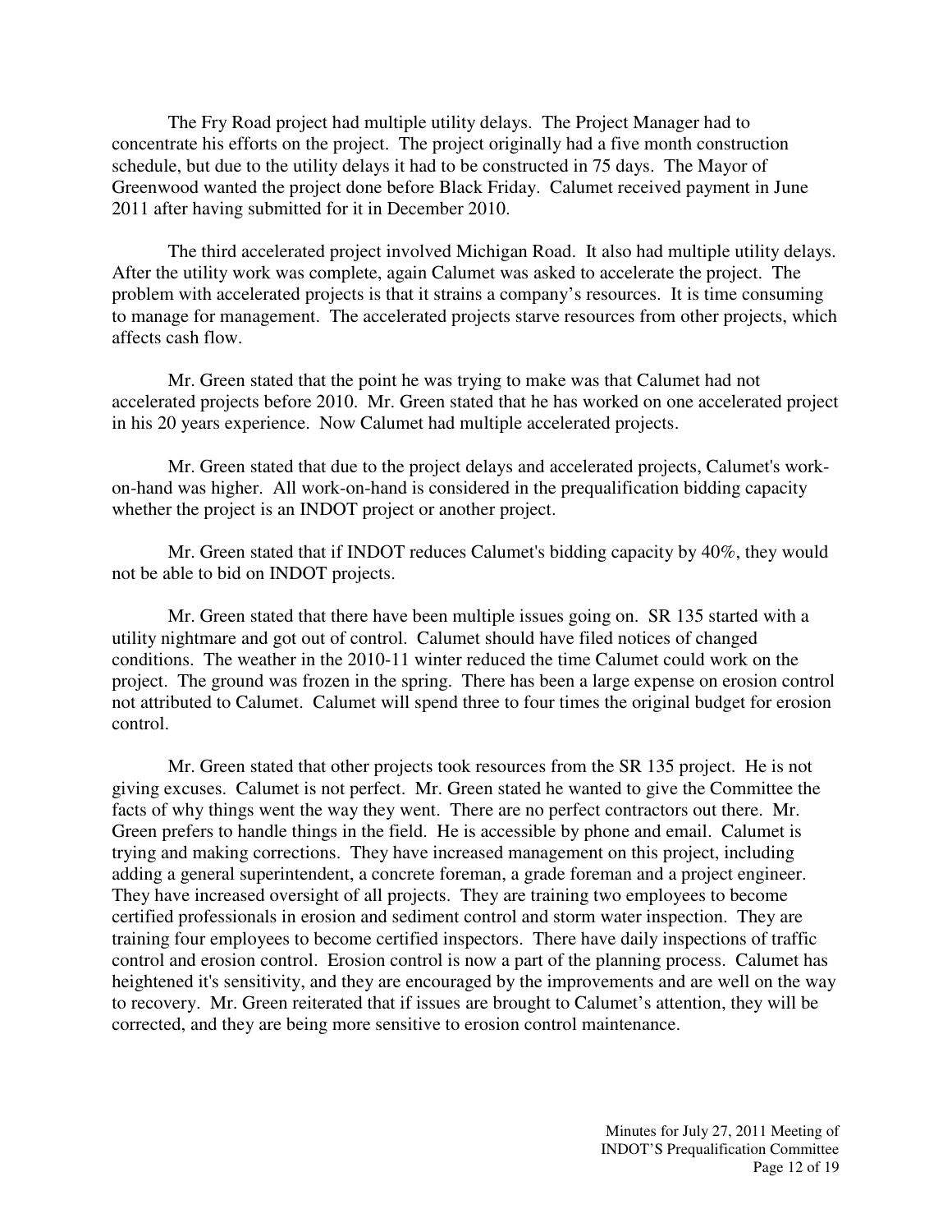The Fry Road project had multiple utility delays. The Project Manager had to concentrate his efforts on the project. The project originally had a five month construction schedule, but due to the utility delays it had to be constructed in 75 days. The Mayor of Greenwood wanted the project done before Black Friday. Calumet received payment in June 2011 after having submitted for it in December 2010.

The third accelerated project involved Michigan Road. It also had multiple utility delays. After the utility work was complete, again Calumet was asked to accelerate the project. The problem with accelerated projects is that it strains a company's resources. It is time consuming to manage for management. The accelerated projects starve resources from other projects, which affects cash flow.

Mr. Green stated that the point he was trying to make was that Calumet had not accelerated projects before 2010. Mr. Green stated that he has worked on one accelerated project in his 20 years experience. Now Calumet had multiple accelerated projects.

Mr. Green stated that due to the project delays and accelerated projects, Calumet's work-on-hand was higher. All work-on-hand is considered in the prequalification bidding capacity whether the project is an INDOT project or another project.

Mr. Green stated that if INDOT reduces Calumet's bidding capacity by 40%, they would not be able to bid on INDOT projects.

Mr. Green stated that there have been multiple issues going on. SR 135 started with a utility nightmare and got out of control. Calumet should have filed notices of changed conditions. The weather in the 2010-11 winter reduced the time Calumet could work on the project. The ground was frozen in the spring. There has been a large expense on erosion control not attributed to Calumet. Calumet will spend three to four times the original budget for erosion control.

Mr. Green stated that other projects took resources from the SR 135 project. He is not giving excuses. Calumet is not perfect. Mr. Green stated he wanted to give the Committee the facts of why things went the way they went. There are no perfect contractors out there. Mr. Green prefers to handle things in the field. He is accessible by phone and email. Calumet is trying and making corrections. They have increased management on this project, including adding a general superintendent, a concrete foreman, a grade foreman and a project engineer. They have increased oversight of all projects. They are training two employees to become certified professionals in erosion and sediment control and storm water inspection. They are training four employees to become certified inspectors. There have daily inspections of traffic control and erosion control. Erosion control is now a part of the planning process. Calumet has heightened it's sensitivity, and they are encouraged by the improvements and are well on the way to recovery. Mr. Green reiterated that if issues are brought to Calumet's attention, they will be corrected, and they are being more sensitive to erosion control maintenance.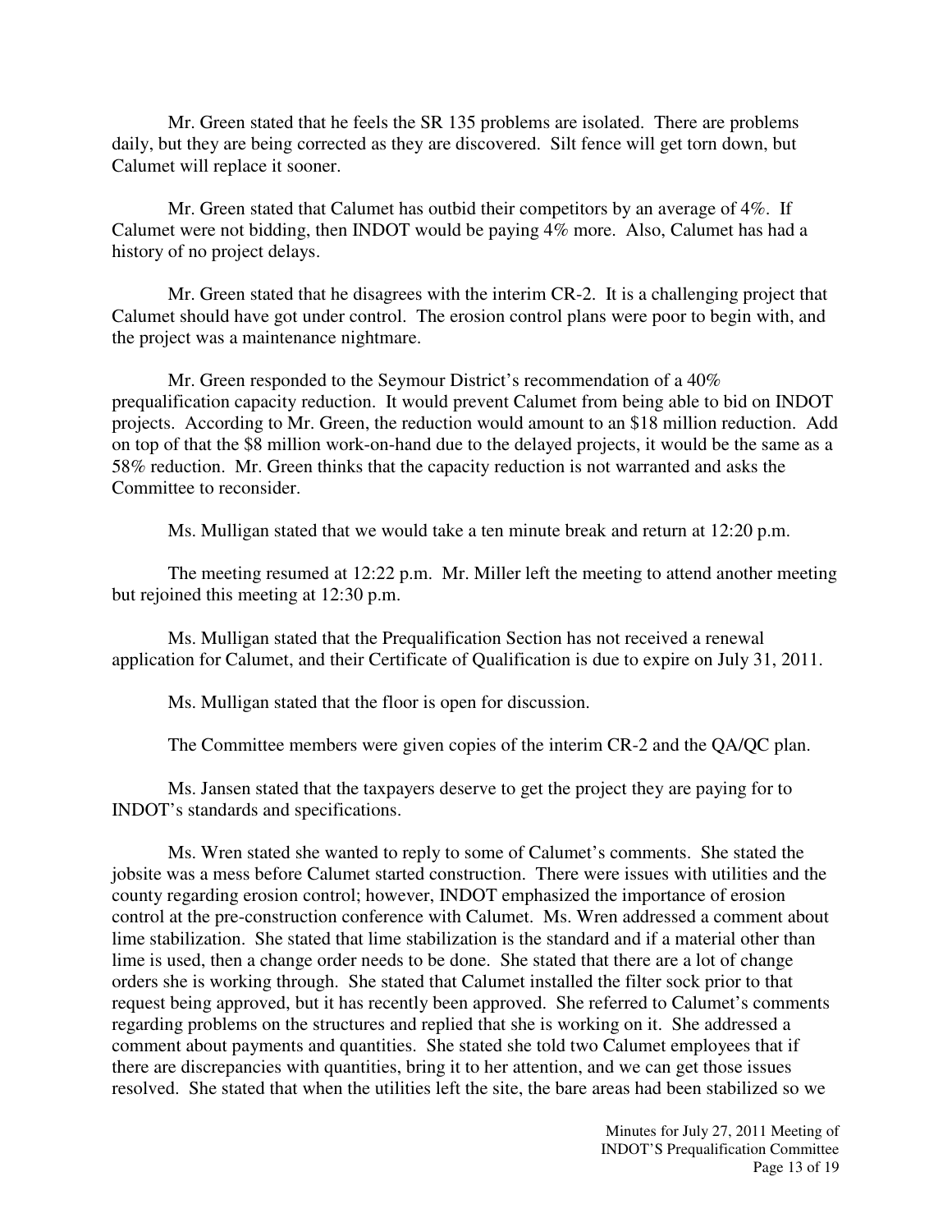Mr. Green stated that he feels the SR 135 problems are isolated. There are problems daily, but they are being corrected as they are discovered. Silt fence will get torn down, but Calumet will replace it sooner.

Mr. Green stated that Calumet has outbid their competitors by an average of 4%. If Calumet were not bidding, then INDOT would be paying 4% more. Also, Calumet has had a history of no project delays.

Mr. Green stated that he disagrees with the interim CR-2. It is a challenging project that Calumet should have got under control. The erosion control plans were poor to begin with, and the project was a maintenance nightmare.

Mr. Green responded to the Seymour District's recommendation of a 40% prequalification capacity reduction. It would prevent Calumet from being able to bid on INDOT projects. According to Mr. Green, the reduction would amount to an $18 million reduction. Add on top of that the $8 million work-on-hand due to the delayed projects, it would be the same as a 58% reduction. Mr. Green thinks that the capacity reduction is not warranted and asks the Committee to reconsider.

Ms. Mulligan stated that we would take a ten minute break and return at 12:20 p.m.

The meeting resumed at 12:22 p.m. Mr. Miller left the meeting to attend another meeting but rejoined this meeting at 12:30 p.m.

Ms. Mulligan stated that the Prequalification Section has not received a renewal application for Calumet, and their Certificate of Qualification is due to expire on July 31, 2011.

Ms. Mulligan stated that the floor is open for discussion.

The Committee members were given copies of the interim CR-2 and the QA/QC plan.

Ms. Jansen stated that the taxpayers deserve to get the project they are paying for to INDOT's standards and specifications.

Ms. Wren stated she wanted to reply to some of Calumet's comments. She stated the jobsite was a mess before Calumet started construction. There were issues with utilities and the county regarding erosion control; however, INDOT emphasized the importance of erosion control at the pre-construction conference with Calumet. Ms. Wren addressed a comment about lime stabilization. She stated that lime stabilization is the standard and if a material other than lime is used, then a change order needs to be done. She stated that there are a lot of change orders she is working through. She stated that Calumet installed the filter sock prior to that request being approved, but it has recently been approved. She referred to Calumet's comments regarding problems on the structures and replied that she is working on it. She addressed a comment about payments and quantities. She stated she told two Calumet employees that if there are discrepancies with quantities, bring it to her attention, and we can get those issues resolved. She stated that when the utilities left the site, the bare areas had been stabilized so we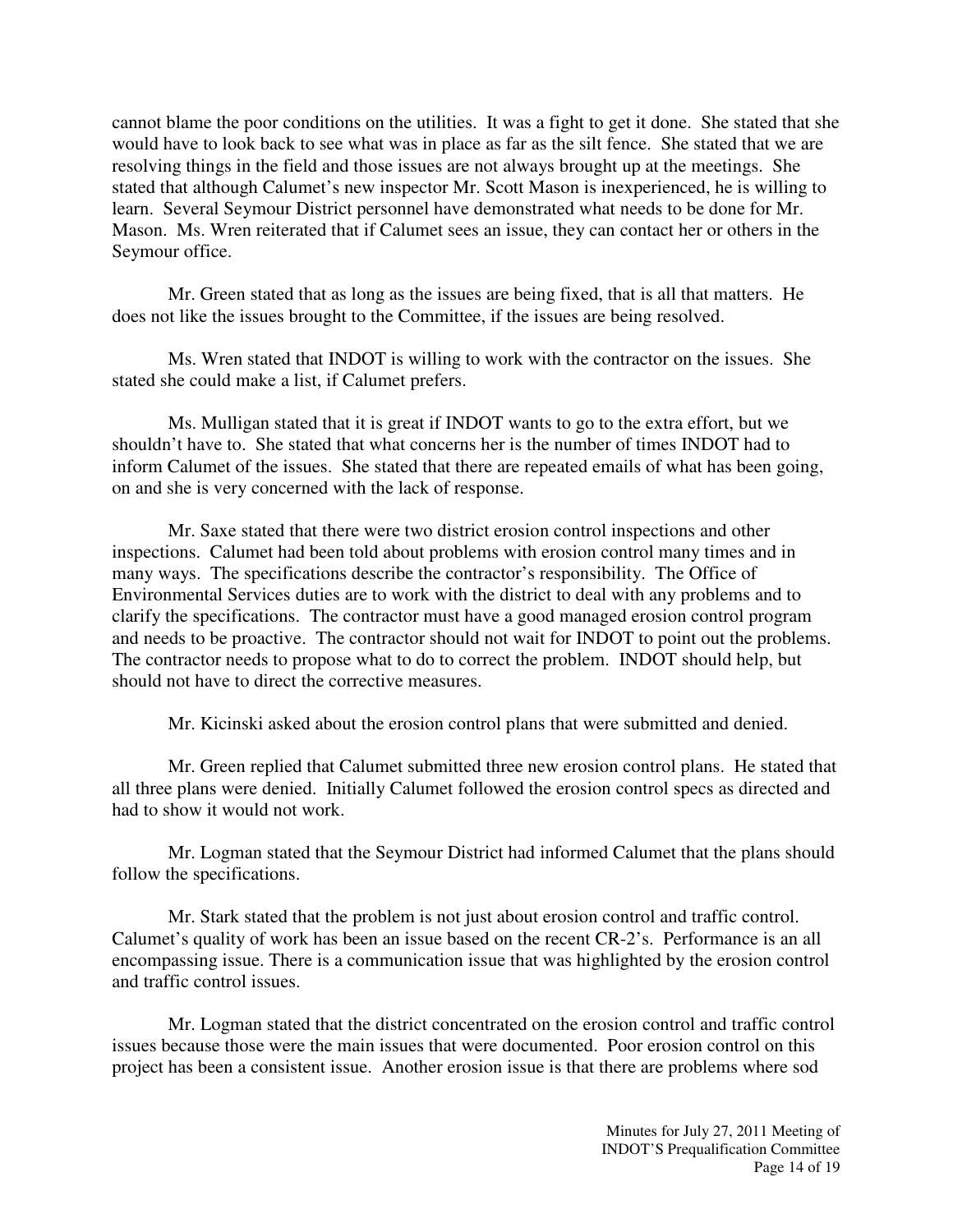cannot blame the poor conditions on the utilities. It was a fight to get it done. She stated that she would have to look back to see what was in place as far as the silt fence. She stated that we are resolving things in the field and those issues are not always brought up at the meetings. She stated that although Calumet's new inspector Mr. Scott Mason is inexperienced, he is willing to learn. Several Seymour District personnel have demonstrated what needs to be done for Mr. Mason. Ms. Wren reiterated that if Calumet sees an issue, they can contact her or others in the Seymour office.

Mr. Green stated that as long as the issues are being fixed, that is all that matters. He does not like the issues brought to the Committee, if the issues are being resolved.

Ms. Wren stated that INDOT is willing to work with the contractor on the issues. She stated she could make a list, if Calumet prefers.

Ms. Mulligan stated that it is great if INDOT wants to go to the extra effort, but we shouldn't have to. She stated that what concerns her is the number of times INDOT had to inform Calumet of the issues. She stated that there are repeated emails of what has been going, on and she is very concerned with the lack of response.

Mr. Saxe stated that there were two district erosion control inspections and other inspections. Calumet had been told about problems with erosion control many times and in many ways. The specifications describe the contractor's responsibility. The Office of Environmental Services duties are to work with the district to deal with any problems and to clarify the specifications. The contractor must have a good managed erosion control program and needs to be proactive. The contractor should not wait for INDOT to point out the problems. The contractor needs to propose what to do to correct the problem. INDOT should help, but should not have to direct the corrective measures.

Mr. Kicinski asked about the erosion control plans that were submitted and denied.

Mr. Green replied that Calumet submitted three new erosion control plans. He stated that all three plans were denied. Initially Calumet followed the erosion control specs as directed and had to show it would not work.

Mr. Logman stated that the Seymour District had informed Calumet that the plans should follow the specifications.

Mr. Stark stated that the problem is not just about erosion control and traffic control. Calumet's quality of work has been an issue based on the recent CR-2's. Performance is an all encompassing issue. There is a communication issue that was highlighted by the erosion control and traffic control issues.

Mr. Logman stated that the district concentrated on the erosion control and traffic control issues because those were the main issues that were documented. Poor erosion control on this project has been a consistent issue. Another erosion issue is that there are problems where sod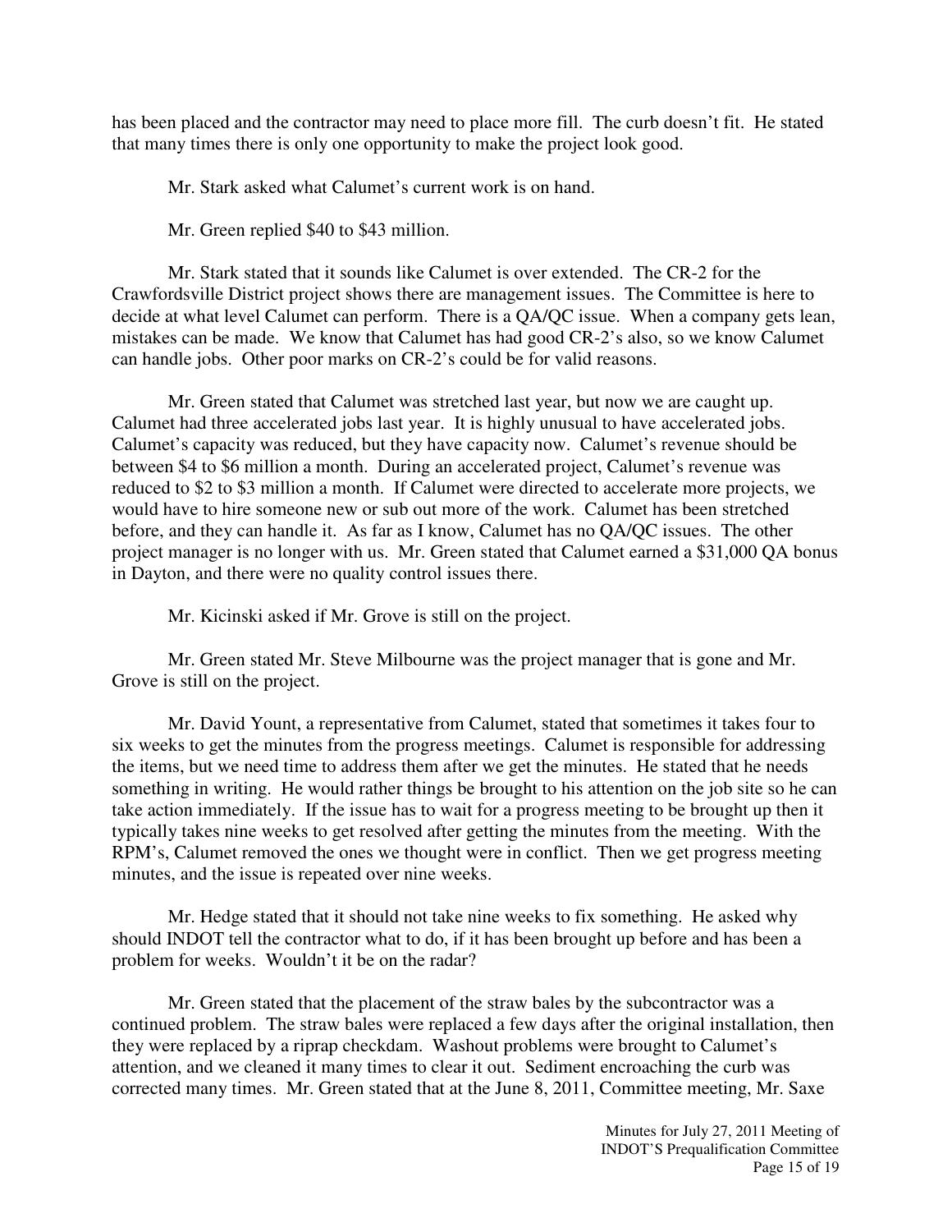has been placed and the contractor may need to place more fill. The curb doesn't fit. He stated that many times there is only one opportunity to make the project look good.

Mr. Stark asked what Calumet's current work is on hand.

Mr. Green replied $40 to $43 million.

Mr. Stark stated that it sounds like Calumet is over extended. The CR-2 for the Crawfordsville District project shows there are management issues. The Committee is here to decide at what level Calumet can perform. There is a QA/QC issue. When a company gets lean, mistakes can be made. We know that Calumet has had good CR-2's also, so we know Calumet can handle jobs. Other poor marks on CR-2's could be for valid reasons.

Mr. Green stated that Calumet was stretched last year, but now we are caught up. Calumet had three accelerated jobs last year. It is highly unusual to have accelerated jobs. Calumet's capacity was reduced, but they have capacity now. Calumet's revenue should be between $4 to $6 million a month. During an accelerated project, Calumet's revenue was reduced to $2 to $3 million a month. If Calumet were directed to accelerate more projects, we would have to hire someone new or sub out more of the work. Calumet has been stretched before, and they can handle it. As far as I know, Calumet has no QA/QC issues. The other project manager is no longer with us. Mr. Green stated that Calumet earned a $31,000 QA bonus in Dayton, and there were no quality control issues there.

Mr. Kicinski asked if Mr. Grove is still on the project.

Mr. Green stated Mr. Steve Milbourne was the project manager that is gone and Mr. Grove is still on the project.

Mr. David Yount, a representative from Calumet, stated that sometimes it takes four to six weeks to get the minutes from the progress meetings. Calumet is responsible for addressing the items, but we need time to address them after we get the minutes. He stated that he needs something in writing. He would rather things be brought to his attention on the job site so he can take action immediately. If the issue has to wait for a progress meeting to be brought up then it typically takes nine weeks to get resolved after getting the minutes from the meeting. With the RPM's, Calumet removed the ones we thought were in conflict. Then we get progress meeting minutes, and the issue is repeated over nine weeks.

Mr. Hedge stated that it should not take nine weeks to fix something. He asked why should INDOT tell the contractor what to do, if it has been brought up before and has been a problem for weeks. Wouldn't it be on the radar?

Mr. Green stated that the placement of the straw bales by the subcontractor was a continued problem. The straw bales were replaced a few days after the original installation, then they were replaced by a riprap checkdam. Washout problems were brought to Calumet's attention, and we cleaned it many times to clear it out. Sediment encroaching the curb was corrected many times. Mr. Green stated that at the June 8, 2011, Committee meeting, Mr. Saxe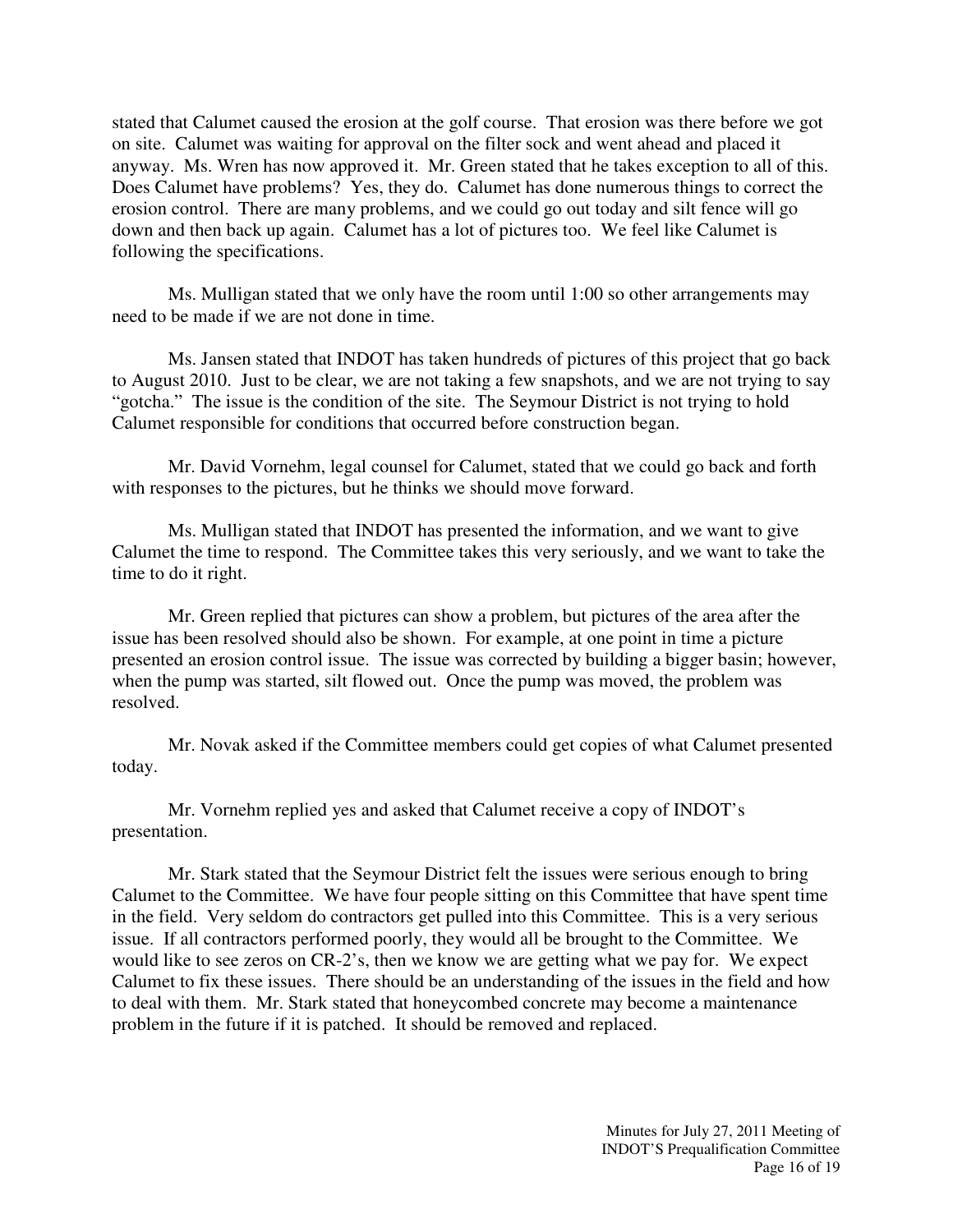stated that Calumet caused the erosion at the golf course. That erosion was there before we got on site. Calumet was waiting for approval on the filter sock and went ahead and placed it anyway. Ms. Wren has now approved it. Mr. Green stated that he takes exception to all of this. Does Calumet have problems? Yes, they do. Calumet has done numerous things to correct the erosion control. There are many problems, and we could go out today and silt fence will go down and then back up again. Calumet has a lot of pictures too. We feel like Calumet is following the specifications.

Ms. Mulligan stated that we only have the room until 1:00 so other arrangements may need to be made if we are not done in time.

Ms. Jansen stated that INDOT has taken hundreds of pictures of this project that go back to August 2010. Just to be clear, we are not taking a few snapshots, and we are not trying to say "gotcha." The issue is the condition of the site. The Seymour District is not trying to hold Calumet responsible for conditions that occurred before construction began.

Mr. David Vornehm, legal counsel for Calumet, stated that we could go back and forth with responses to the pictures, but he thinks we should move forward.

Ms. Mulligan stated that INDOT has presented the information, and we want to give Calumet the time to respond. The Committee takes this very seriously, and we want to take the time to do it right.

Mr. Green replied that pictures can show a problem, but pictures of the area after the issue has been resolved should also be shown. For example, at one point in time a picture presented an erosion control issue. The issue was corrected by building a bigger basin; however, when the pump was started, silt flowed out. Once the pump was moved, the problem was resolved.

Mr. Novak asked if the Committee members could get copies of what Calumet presented today.

Mr. Vornehm replied yes and asked that Calumet receive a copy of INDOT's presentation.

Mr. Stark stated that the Seymour District felt the issues were serious enough to bring Calumet to the Committee. We have four people sitting on this Committee that have spent time in the field. Very seldom do contractors get pulled into this Committee. This is a very serious issue. If all contractors performed poorly, they would all be brought to the Committee. We would like to see zeros on CR-2's, then we know we are getting what we pay for. We expect Calumet to fix these issues. There should be an understanding of the issues in the field and how to deal with them. Mr. Stark stated that honeycombed concrete may become a maintenance problem in the future if it is patched. It should be removed and replaced.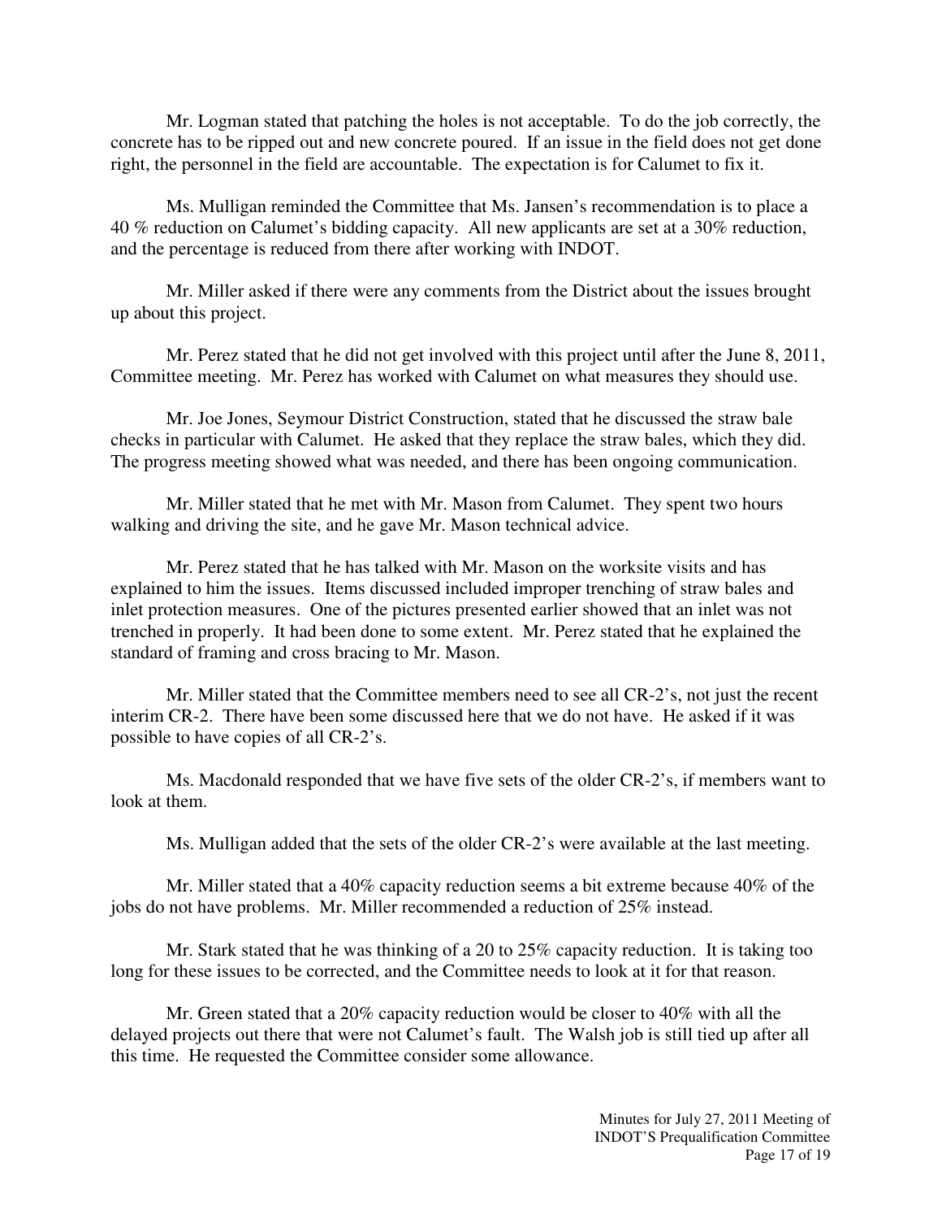Mr. Logman stated that patching the holes is not acceptable. To do the job correctly, the concrete has to be ripped out and new concrete poured. If an issue in the field does not get done right, the personnel in the field are accountable. The expectation is for Calumet to fix it.

Ms. Mulligan reminded the Committee that Ms. Jansen's recommendation is to place a 40 % reduction on Calumet's bidding capacity. All new applicants are set at a 30% reduction, and the percentage is reduced from there after working with INDOT.

Mr. Miller asked if there were any comments from the District about the issues brought up about this project.

Mr. Perez stated that he did not get involved with this project until after the June 8, 2011, Committee meeting. Mr. Perez has worked with Calumet on what measures they should use.

Mr. Joe Jones, Seymour District Construction, stated that he discussed the straw bale checks in particular with Calumet. He asked that they replace the straw bales, which they did. The progress meeting showed what was needed, and there has been ongoing communication.

Mr. Miller stated that he met with Mr. Mason from Calumet. They spent two hours walking and driving the site, and he gave Mr. Mason technical advice.

Mr. Perez stated that he has talked with Mr. Mason on the worksite visits and has explained to him the issues. Items discussed included improper trenching of straw bales and inlet protection measures. One of the pictures presented earlier showed that an inlet was not trenched in properly. It had been done to some extent. Mr. Perez stated that he explained the standard of framing and cross bracing to Mr. Mason.

Mr. Miller stated that the Committee members need to see all CR-2's, not just the recent interim CR-2. There have been some discussed here that we do not have. He asked if it was possible to have copies of all CR-2's.

Ms. Macdonald responded that we have five sets of the older CR-2's, if members want to look at them.

Ms. Mulligan added that the sets of the older CR-2's were available at the last meeting.

Mr. Miller stated that a 40% capacity reduction seems a bit extreme because 40% of the jobs do not have problems. Mr. Miller recommended a reduction of 25% instead.

Mr. Stark stated that he was thinking of a 20 to 25% capacity reduction. It is taking too long for these issues to be corrected, and the Committee needs to look at it for that reason.

Mr. Green stated that a 20% capacity reduction would be closer to 40% with all the delayed projects out there that were not Calumet's fault. The Walsh job is still tied up after all this time. He requested the Committee consider some allowance.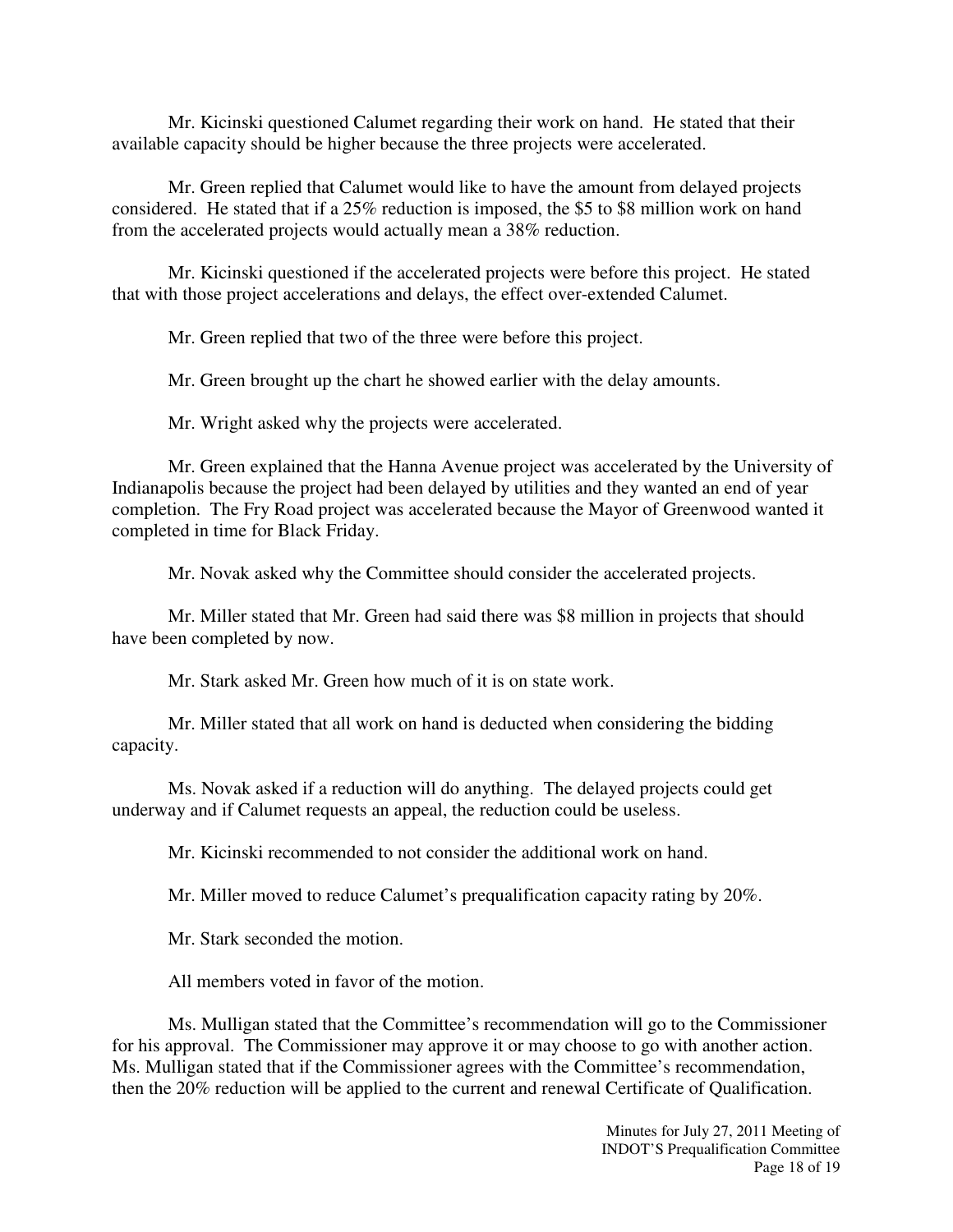Mr. Kicinski questioned Calumet regarding their work on hand. He stated that their available capacity should be higher because the three projects were accelerated.

Mr. Green replied that Calumet would like to have the amount from delayed projects considered. He stated that if a 25% reduction is imposed, the $5 to $8 million work on hand from the accelerated projects would actually mean a 38% reduction.

Mr. Kicinski questioned if the accelerated projects were before this project. He stated that with those project accelerations and delays, the effect over-extended Calumet.

Mr. Green replied that two of the three were before this project.

Mr. Green brought up the chart he showed earlier with the delay amounts.

Mr. Wright asked why the projects were accelerated.

Mr. Green explained that the Hanna Avenue project was accelerated by the University of Indianapolis because the project had been delayed by utilities and they wanted an end of year completion. The Fry Road project was accelerated because the Mayor of Greenwood wanted it completed in time for Black Friday.

Mr. Novak asked why the Committee should consider the accelerated projects.

Mr. Miller stated that Mr. Green had said there was $8 million in projects that should have been completed by now.

Mr. Stark asked Mr. Green how much of it is on state work.

Mr. Miller stated that all work on hand is deducted when considering the bidding capacity.

Ms. Novak asked if a reduction will do anything. The delayed projects could get underway and if Calumet requests an appeal, the reduction could be useless.

Mr. Kicinski recommended to not consider the additional work on hand.

Mr. Miller moved to reduce Calumet's prequalification capacity rating by 20%.

Mr. Stark seconded the motion.

All members voted in favor of the motion.

Ms. Mulligan stated that the Committee's recommendation will go to the Commissioner for his approval. The Commissioner may approve it or may choose to go with another action. Ms. Mulligan stated that if the Commissioner agrees with the Committee's recommendation, then the 20% reduction will be applied to the current and renewal Certificate of Qualification.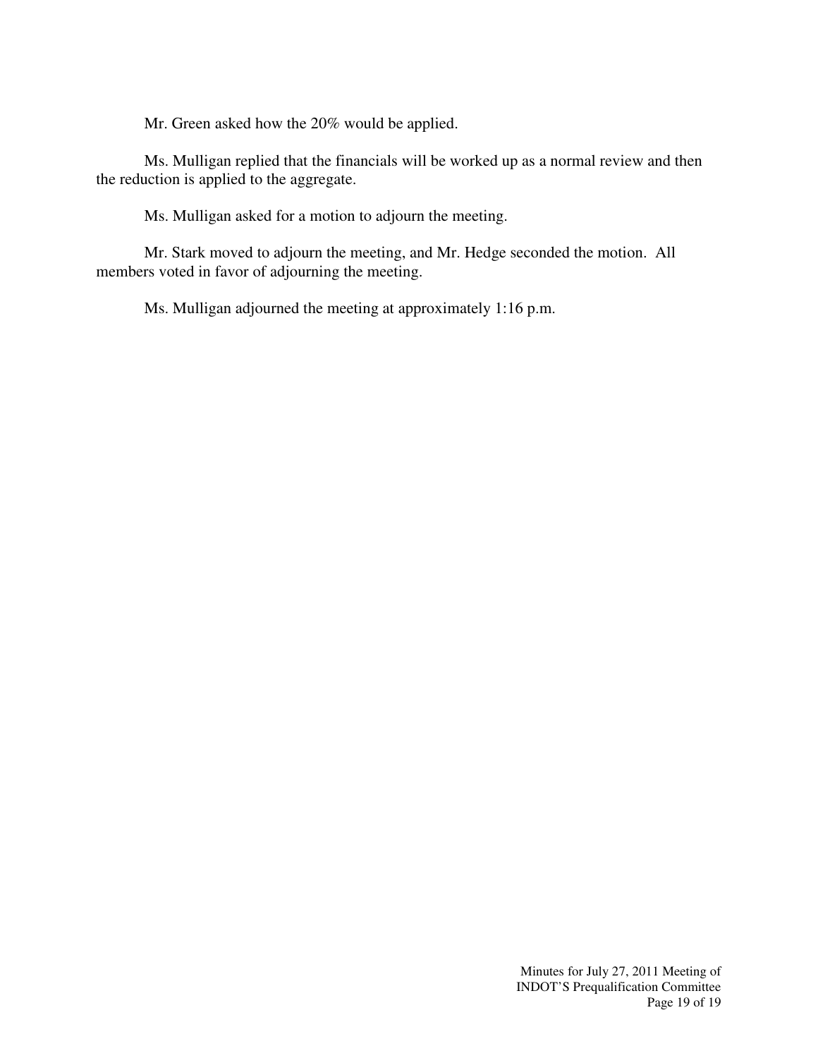Mr. Green asked how the 20% would be applied.

Ms. Mulligan replied that the financials will be worked up as a normal review and then the reduction is applied to the aggregate.

Ms. Mulligan asked for a motion to adjourn the meeting.

Mr. Stark moved to adjourn the meeting, and Mr. Hedge seconded the motion. All members voted in favor of adjourning the meeting.

Ms. Mulligan adjourned the meeting at approximately 1:16 p.m.